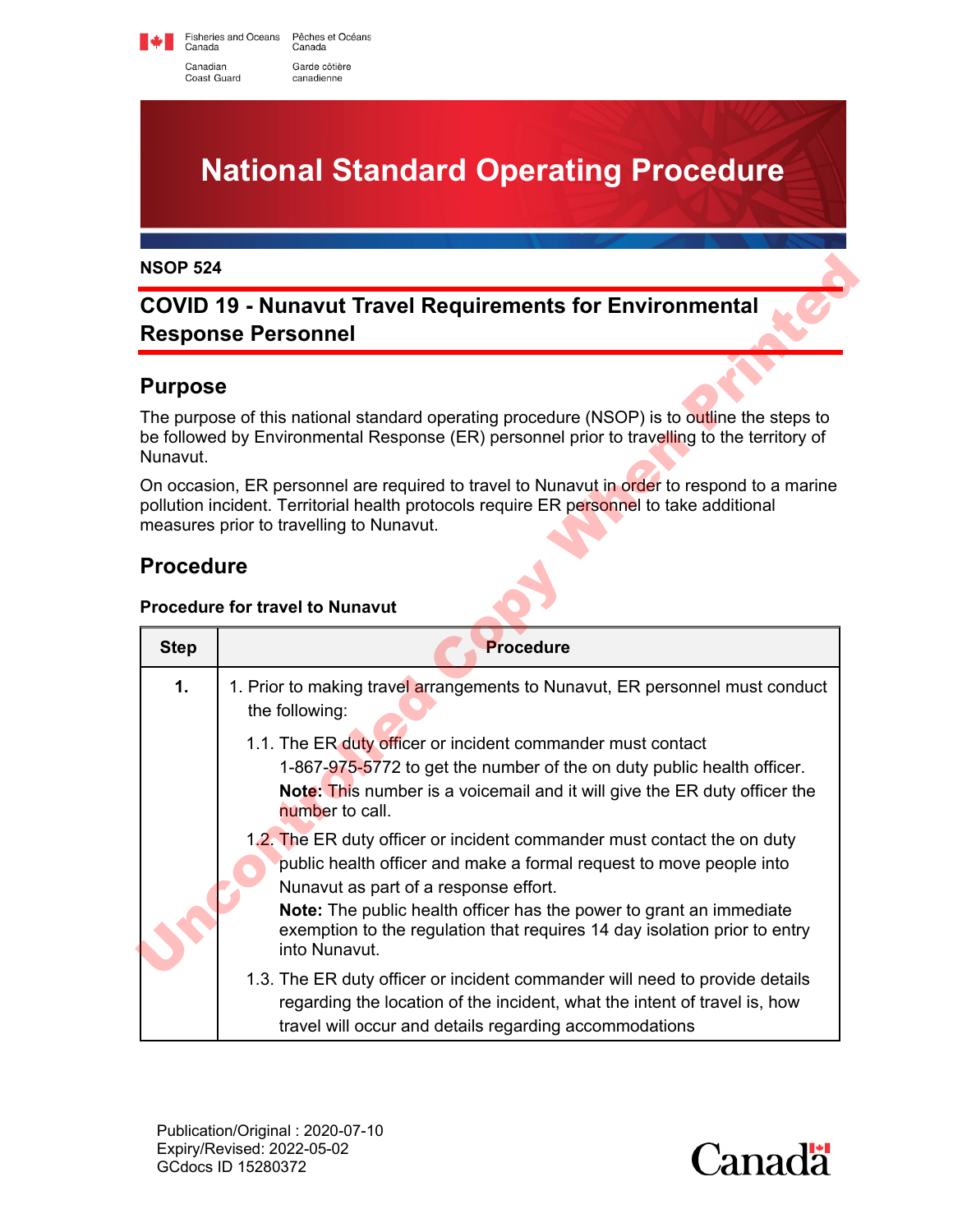Fisheries and Oceans Canada / Pêches et Océans Canada
Canadian Coast Guard / Garde côtière canadienne

# National Standard Operating Procedure

**NSOP 524**

## COVID 19 - Nunavut Travel Requirements for Environmental Response Personnel

## Purpose

The purpose of this national standard operating procedure (NSOP) is to outline the steps to be followed by Environmental Response (ER) personnel prior to travelling to the territory of Nunavut.

On occasion, ER personnel are required to travel to Nunavut in order to respond to a marine pollution incident. Territorial health protocols require ER personnel to take additional measures prior to travelling to Nunavut.

## Procedure

### Procedure for travel to Nunavut

| Step | Procedure |
|---|---|
| **1.** | 1. Prior to making travel arrangements to Nunavut, ER personnel must conduct the following:<br><br>1.1. The ER duty officer or incident commander must contact 1-867-975-5772 to get the number of the on duty public health officer.<br>**Note:** This number is a voicemail and it will give the ER duty officer the number to call.<br><br>1.2. The ER duty officer or incident commander must contact the on duty public health officer and make a formal request to move people into Nunavut as part of a response effort.<br>**Note:** The public health officer has the power to grant an immediate exemption to the regulation that requires 14 day isolation prior to entry into Nunavut.<br><br>1.3. The ER duty officer or incident commander will need to provide details regarding the location of the incident, what the intent of travel is, how travel will occur and details regarding accommodations |

Publication/Original : 2020-07-10
Expiry/Revised: 2022-05-02
GCdocs ID 15280372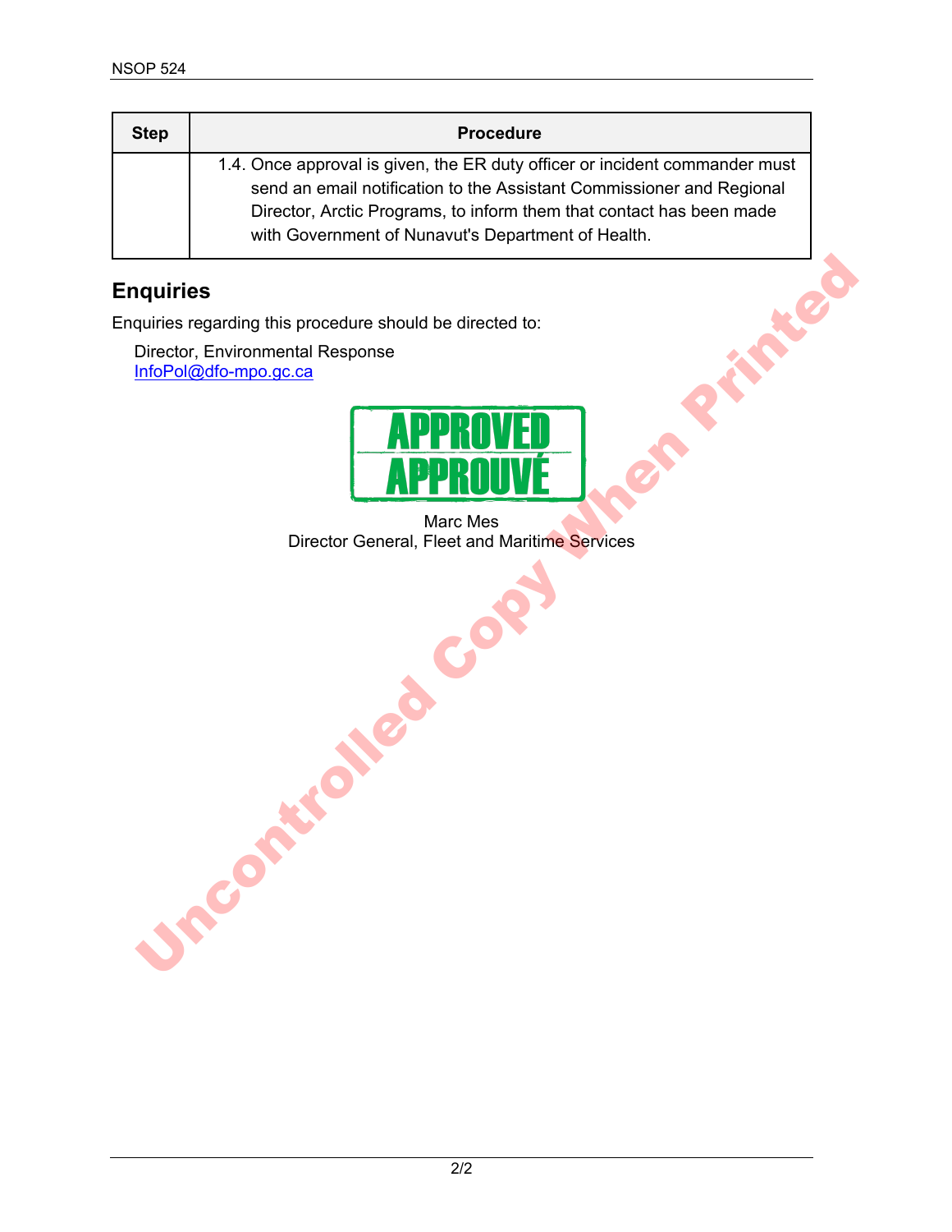| Step | Procedure |
|---|---|
| | 1.4. Once approval is given, the ER duty officer or incident commander must send an email notification to the Assistant Commissioner and Regional Director, Arctic Programs, to inform them that contact has been made with Government of Nunavut's Department of Health. |

## Enquiries

Enquiries regarding this procedure should be directed to:

Director, Environmental Response
InfoPol@dfo-mpo.gc.ca

APPROVED
APPROUVÉ

Marc Mes
Director General, Fleet and Maritime Services

Uncontrolled Copy When Printed